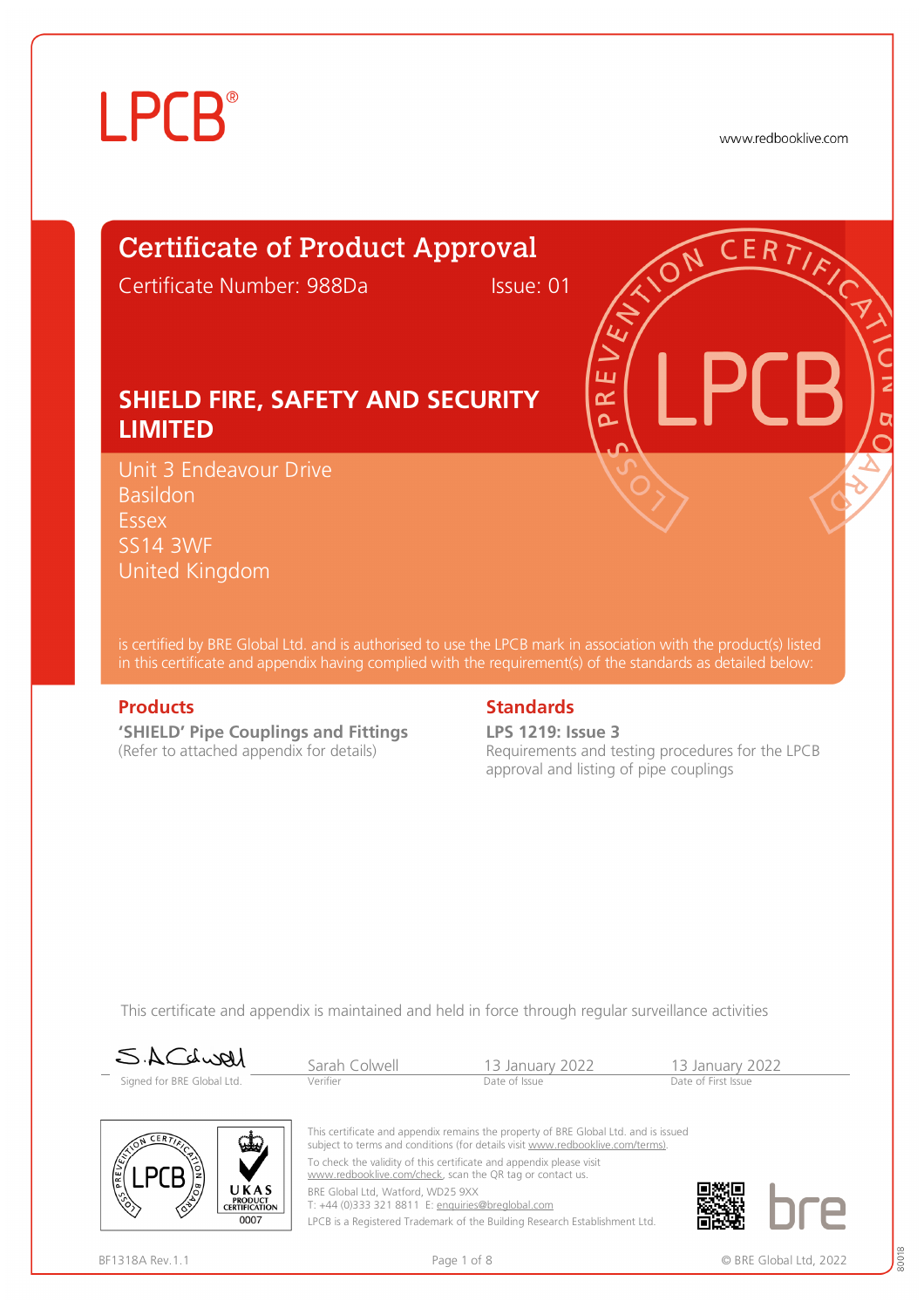LPCB®

www.redbooklive.com

# Certificate of Product Approval

Certificate Number: 988Da    Issue: 01

## SHIELD FIRE, SAFETY AND SECURITY LIMITED

Unit 3 Endeavour Drive
Basildon
Essex
SS14 3WF
United Kingdom

is certified by BRE Global Ltd. and is authorised to use the LPCB mark in association with the product(s) listed in this certificate and appendix having complied with the requirement(s) of the standards as detailed below:

### Products

**'SHIELD' Pipe Couplings and Fittings**
(Refer to attached appendix for details)

### Standards

**LPS 1219: Issue 3**
Requirements and testing procedures for the LPCB approval and listing of pipe couplings

This certificate and appendix is maintained and held in force through regular surveillance activities

| Signed for BRE Global Ltd. | Sarah Colwell | 13 January 2022 | 13 January 2022 |
|---|---|---|---|
| | Verifier | Date of Issue | Date of First Issue |

This certificate and appendix remains the property of BRE Global Ltd. and is issued subject to terms and conditions (for details visit www.redbooklive.com/terms).
To check the validity of this certificate and appendix please visit www.redbooklive.com/check, scan the QR tag or contact us.
BRE Global Ltd, Watford, WD25 9XX
T: +44 (0)333 321 8811 E: enquiries@breglobal.com
LPCB is a Registered Trademark of the Building Research Establishment Ltd.

BF1318A Rev.1.1

© BRE Global Ltd, 2022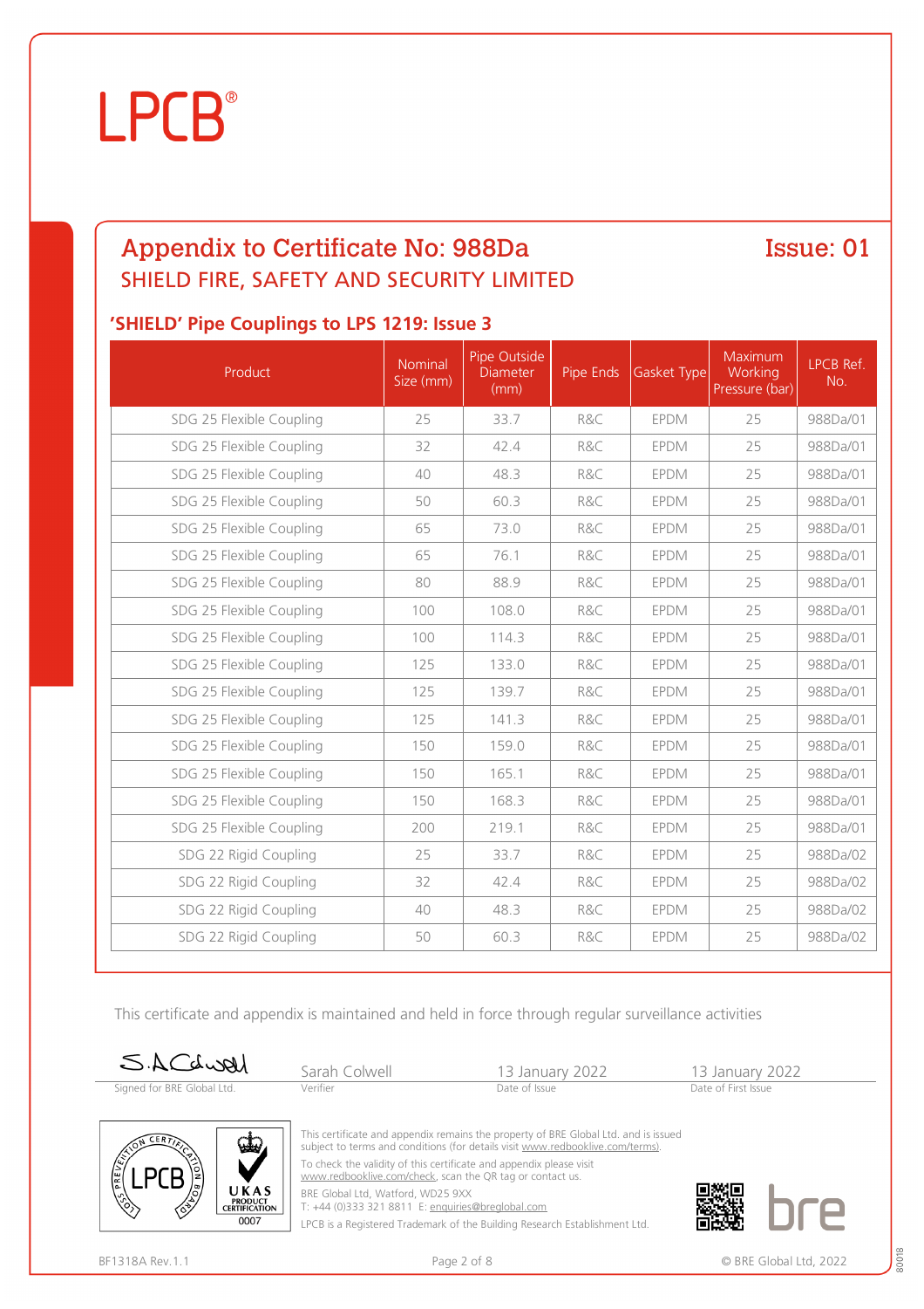LPCB®

# Appendix to Certificate No: 988Da

**Issue: 01**

## SHIELD FIRE, SAFETY AND SECURITY LIMITED

### 'SHIELD' Pipe Couplings to LPS 1219: Issue 3

| Product | Nominal Size (mm) | Pipe Outside Diameter (mm) | Pipe Ends | Gasket Type | Maximum Working Pressure (bar) | LPCB Ref. No. |
|---|---|---|---|---|---|---|
| SDG 25 Flexible Coupling | 25 | 33.7 | R&C | EPDM | 25 | 988Da/01 |
| SDG 25 Flexible Coupling | 32 | 42.4 | R&C | EPDM | 25 | 988Da/01 |
| SDG 25 Flexible Coupling | 40 | 48.3 | R&C | EPDM | 25 | 988Da/01 |
| SDG 25 Flexible Coupling | 50 | 60.3 | R&C | EPDM | 25 | 988Da/01 |
| SDG 25 Flexible Coupling | 65 | 73.0 | R&C | EPDM | 25 | 988Da/01 |
| SDG 25 Flexible Coupling | 65 | 76.1 | R&C | EPDM | 25 | 988Da/01 |
| SDG 25 Flexible Coupling | 80 | 88.9 | R&C | EPDM | 25 | 988Da/01 |
| SDG 25 Flexible Coupling | 100 | 108.0 | R&C | EPDM | 25 | 988Da/01 |
| SDG 25 Flexible Coupling | 100 | 114.3 | R&C | EPDM | 25 | 988Da/01 |
| SDG 25 Flexible Coupling | 125 | 133.0 | R&C | EPDM | 25 | 988Da/01 |
| SDG 25 Flexible Coupling | 125 | 139.7 | R&C | EPDM | 25 | 988Da/01 |
| SDG 25 Flexible Coupling | 125 | 141.3 | R&C | EPDM | 25 | 988Da/01 |
| SDG 25 Flexible Coupling | 150 | 159.0 | R&C | EPDM | 25 | 988Da/01 |
| SDG 25 Flexible Coupling | 150 | 165.1 | R&C | EPDM | 25 | 988Da/01 |
| SDG 25 Flexible Coupling | 150 | 168.3 | R&C | EPDM | 25 | 988Da/01 |
| SDG 25 Flexible Coupling | 200 | 219.1 | R&C | EPDM | 25 | 988Da/01 |
| SDG 22 Rigid Coupling | 25 | 33.7 | R&C | EPDM | 25 | 988Da/02 |
| SDG 22 Rigid Coupling | 32 | 42.4 | R&C | EPDM | 25 | 988Da/02 |
| SDG 22 Rigid Coupling | 40 | 48.3 | R&C | EPDM | 25 | 988Da/02 |
| SDG 22 Rigid Coupling | 50 | 60.3 | R&C | EPDM | 25 | 988Da/02 |

This certificate and appendix is maintained and held in force through regular surveillance activities

| Signed for BRE Global Ltd. | Sarah Colwell | 13 January 2022 | 13 January 2022 |
|---|---|---|---|
| | Verifier | Date of Issue | Date of First Issue |

This certificate and appendix remains the property of BRE Global Ltd. and is issued subject to terms and conditions (for details visit www.redbooklive.com/terms).

To check the validity of this certificate and appendix please visit www.redbooklive.com/check, scan the QR tag or contact us.

BRE Global Ltd, Watford, WD25 9XX
T: +44 (0)333 321 8811 E: enquiries@breglobal.com

LPCB is a Registered Trademark of the Building Research Establishment Ltd.

BF1318A Rev.1.1

© BRE Global Ltd, 2022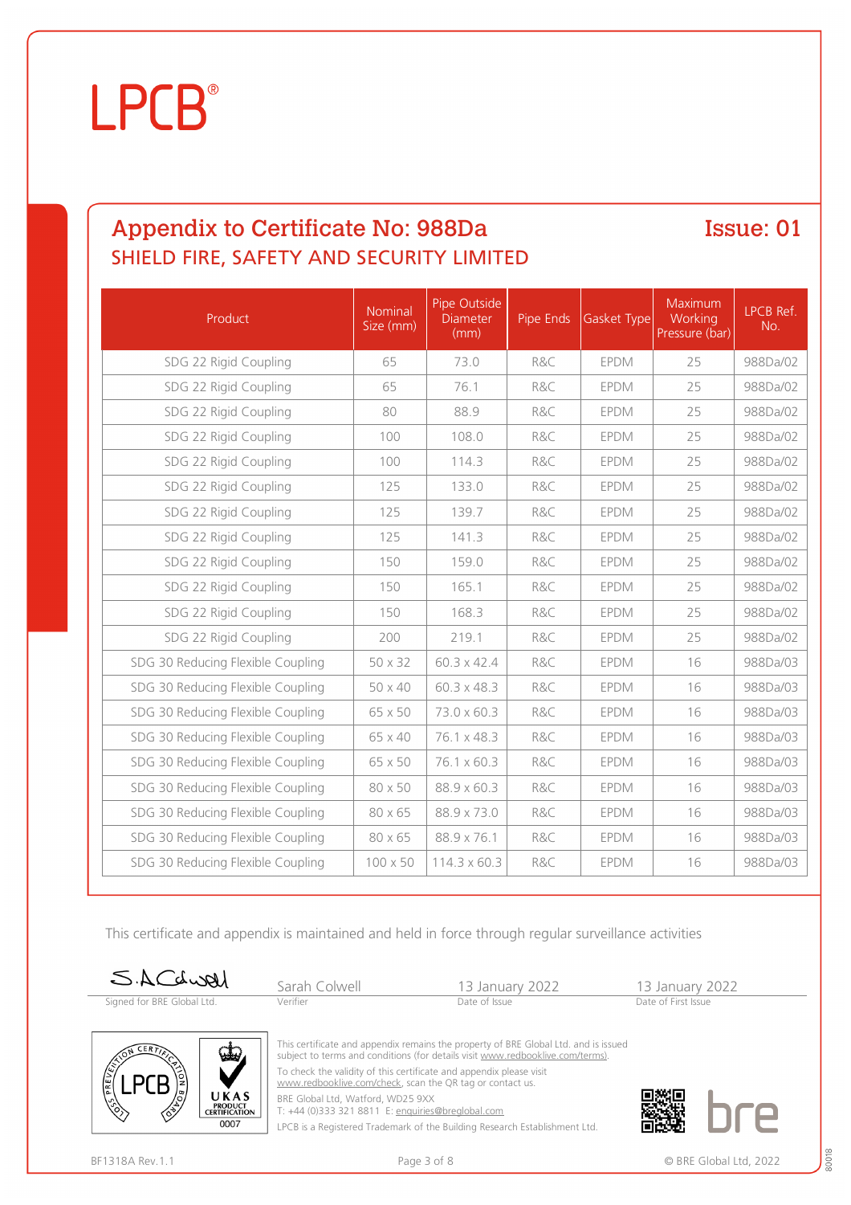# LPCB®

## Appendix to Certificate No: 988Da

**Issue: 01**

SHIELD FIRE, SAFETY AND SECURITY LIMITED

| Product | Nominal Size (mm) | Pipe Outside Diameter (mm) | Pipe Ends | Gasket Type | Maximum Working Pressure (bar) | LPCB Ref. No. |
|---|---|---|---|---|---|---|
| SDG 22 Rigid Coupling | 65 | 73.0 | R&C | EPDM | 25 | 988Da/02 |
| SDG 22 Rigid Coupling | 65 | 76.1 | R&C | EPDM | 25 | 988Da/02 |
| SDG 22 Rigid Coupling | 80 | 88.9 | R&C | EPDM | 25 | 988Da/02 |
| SDG 22 Rigid Coupling | 100 | 108.0 | R&C | EPDM | 25 | 988Da/02 |
| SDG 22 Rigid Coupling | 100 | 114.3 | R&C | EPDM | 25 | 988Da/02 |
| SDG 22 Rigid Coupling | 125 | 133.0 | R&C | EPDM | 25 | 988Da/02 |
| SDG 22 Rigid Coupling | 125 | 139.7 | R&C | EPDM | 25 | 988Da/02 |
| SDG 22 Rigid Coupling | 125 | 141.3 | R&C | EPDM | 25 | 988Da/02 |
| SDG 22 Rigid Coupling | 150 | 159.0 | R&C | EPDM | 25 | 988Da/02 |
| SDG 22 Rigid Coupling | 150 | 165.1 | R&C | EPDM | 25 | 988Da/02 |
| SDG 22 Rigid Coupling | 150 | 168.3 | R&C | EPDM | 25 | 988Da/02 |
| SDG 22 Rigid Coupling | 200 | 219.1 | R&C | EPDM | 25 | 988Da/02 |
| SDG 30 Reducing Flexible Coupling | 50 x 32 | 60.3 x 42.4 | R&C | EPDM | 16 | 988Da/03 |
| SDG 30 Reducing Flexible Coupling | 50 x 40 | 60.3 x 48.3 | R&C | EPDM | 16 | 988Da/03 |
| SDG 30 Reducing Flexible Coupling | 65 x 50 | 73.0 x 60.3 | R&C | EPDM | 16 | 988Da/03 |
| SDG 30 Reducing Flexible Coupling | 65 x 40 | 76.1 x 48.3 | R&C | EPDM | 16 | 988Da/03 |
| SDG 30 Reducing Flexible Coupling | 65 x 50 | 76.1 x 60.3 | R&C | EPDM | 16 | 988Da/03 |
| SDG 30 Reducing Flexible Coupling | 80 x 50 | 88.9 x 60.3 | R&C | EPDM | 16 | 988Da/03 |
| SDG 30 Reducing Flexible Coupling | 80 x 65 | 88.9 x 73.0 | R&C | EPDM | 16 | 988Da/03 |
| SDG 30 Reducing Flexible Coupling | 80 x 65 | 88.9 x 76.1 | R&C | EPDM | 16 | 988Da/03 |
| SDG 30 Reducing Flexible Coupling | 100 x 50 | 114.3 x 60.3 | R&C | EPDM | 16 | 988Da/03 |

This certificate and appendix is maintained and held in force through regular surveillance activities

| Signed for BRE Global Ltd. | Sarah Colwell | 13 January 2022 | 13 January 2022 |
|---|---|---|---|
| | Verifier | Date of Issue | Date of First Issue |

This certificate and appendix remains the property of BRE Global Ltd. and is issued subject to terms and conditions (for details visit www.redbooklive.com/terms).

To check the validity of this certificate and appendix please visit www.redbooklive.com/check, scan the QR tag or contact us.

BRE Global Ltd, Watford, WD25 9XX
T: +44 (0)333 321 8811 E: enquiries@breglobal.com

LPCB is a Registered Trademark of the Building Research Establishment Ltd.

BF1318A Rev.1.1 © BRE Global Ltd, 2022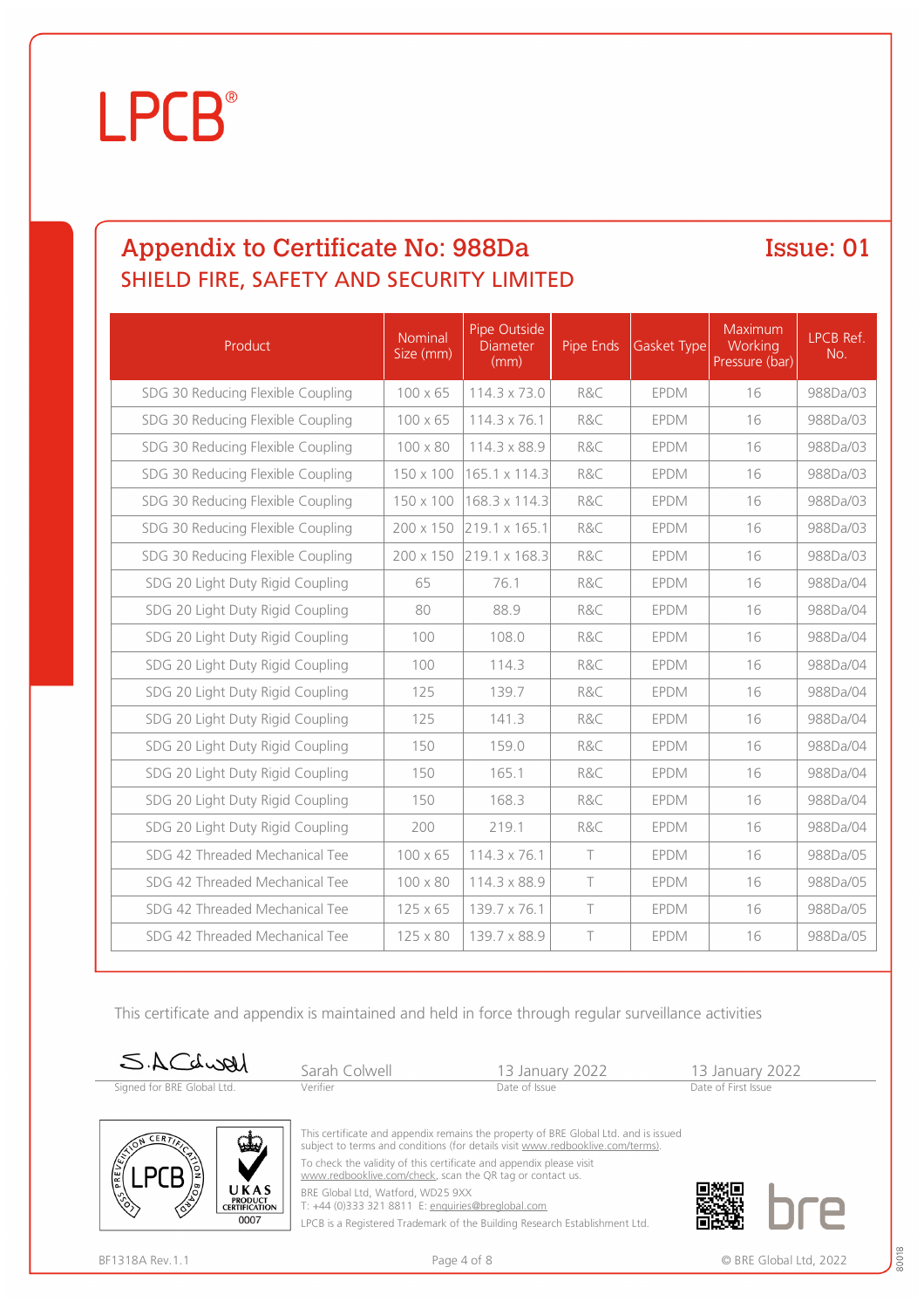LPCB®

## Appendix to Certificate No: 988Da

**Issue: 01**

### SHIELD FIRE, SAFETY AND SECURITY LIMITED

| Product | Nominal Size (mm) | Pipe Outside Diameter (mm) | Pipe Ends | Gasket Type | Maximum Working Pressure (bar) | LPCB Ref. No. |
|---|---|---|---|---|---|---|
| SDG 30 Reducing Flexible Coupling | 100 x 65 | 114.3 x 73.0 | R&C | EPDM | 16 | 988Da/03 |
| SDG 30 Reducing Flexible Coupling | 100 x 65 | 114.3 x 76.1 | R&C | EPDM | 16 | 988Da/03 |
| SDG 30 Reducing Flexible Coupling | 100 x 80 | 114.3 x 88.9 | R&C | EPDM | 16 | 988Da/03 |
| SDG 30 Reducing Flexible Coupling | 150 x 100 | 165.1 x 114.3 | R&C | EPDM | 16 | 988Da/03 |
| SDG 30 Reducing Flexible Coupling | 150 x 100 | 168.3 x 114.3 | R&C | EPDM | 16 | 988Da/03 |
| SDG 30 Reducing Flexible Coupling | 200 x 150 | 219.1 x 165.1 | R&C | EPDM | 16 | 988Da/03 |
| SDG 30 Reducing Flexible Coupling | 200 x 150 | 219.1 x 168.3 | R&C | EPDM | 16 | 988Da/03 |
| SDG 20 Light Duty Rigid Coupling | 65 | 76.1 | R&C | EPDM | 16 | 988Da/04 |
| SDG 20 Light Duty Rigid Coupling | 80 | 88.9 | R&C | EPDM | 16 | 988Da/04 |
| SDG 20 Light Duty Rigid Coupling | 100 | 108.0 | R&C | EPDM | 16 | 988Da/04 |
| SDG 20 Light Duty Rigid Coupling | 100 | 114.3 | R&C | EPDM | 16 | 988Da/04 |
| SDG 20 Light Duty Rigid Coupling | 125 | 139.7 | R&C | EPDM | 16 | 988Da/04 |
| SDG 20 Light Duty Rigid Coupling | 125 | 141.3 | R&C | EPDM | 16 | 988Da/04 |
| SDG 20 Light Duty Rigid Coupling | 150 | 159.0 | R&C | EPDM | 16 | 988Da/04 |
| SDG 20 Light Duty Rigid Coupling | 150 | 165.1 | R&C | EPDM | 16 | 988Da/04 |
| SDG 20 Light Duty Rigid Coupling | 150 | 168.3 | R&C | EPDM | 16 | 988Da/04 |
| SDG 20 Light Duty Rigid Coupling | 200 | 219.1 | R&C | EPDM | 16 | 988Da/04 |
| SDG 42 Threaded Mechanical Tee | 100 x 65 | 114.3 x 76.1 | T | EPDM | 16 | 988Da/05 |
| SDG 42 Threaded Mechanical Tee | 100 x 80 | 114.3 x 88.9 | T | EPDM | 16 | 988Da/05 |
| SDG 42 Threaded Mechanical Tee | 125 x 65 | 139.7 x 76.1 | T | EPDM | 16 | 988Da/05 |
| SDG 42 Threaded Mechanical Tee | 125 x 80 | 139.7 x 88.9 | T | EPDM | 16 | 988Da/05 |

This certificate and appendix is maintained and held in force through regular surveillance activities

| Signed for BRE Global Ltd. | Verifier | Date of Issue | Date of First Issue |
|---|---|---|---|
| S.A.Colwell | Sarah Colwell | 13 January 2022 | 13 January 2022 |

This certificate and appendix remains the property of BRE Global Ltd. and is issued subject to terms and conditions (for details visit www.redbooklive.com/terms).

To check the validity of this certificate and appendix please visit www.redbooklive.com/check, scan the QR tag or contact us.

BRE Global Ltd, Watford, WD25 9XX
T: +44 (0)333 321 8811 E: enquiries@breglobal.com

LPCB is a Registered Trademark of the Building Research Establishment Ltd.

BF1318A Rev.1.1

© BRE Global Ltd, 2022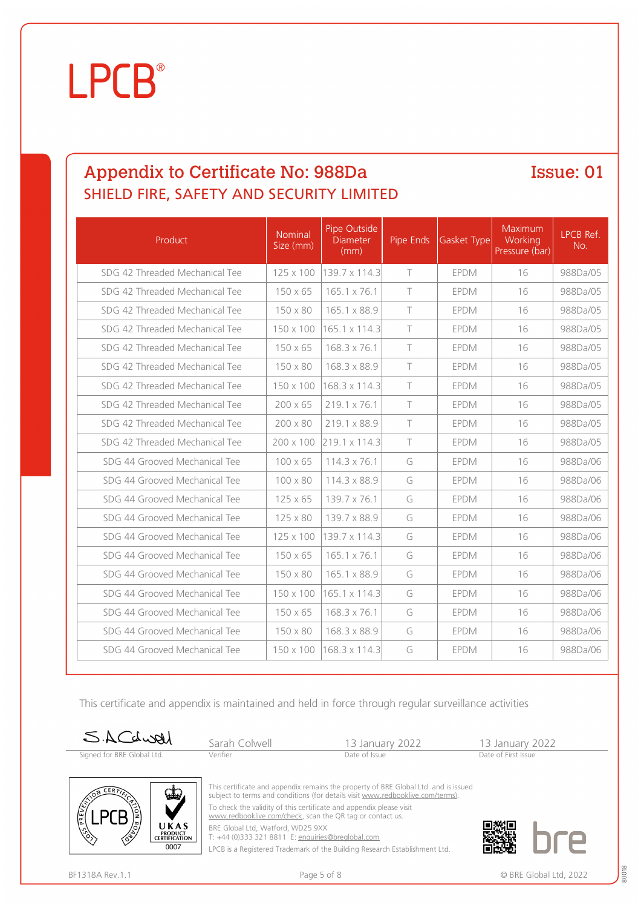LPCB®

## Appendix to Certificate No: 988Da

**Issue: 01**

SHIELD FIRE, SAFETY AND SECURITY LIMITED

| Product | Nominal Size (mm) | Pipe Outside Diameter (mm) | Pipe Ends | Gasket Type | Maximum Working Pressure (bar) | LPCB Ref. No. |
|---|---|---|---|---|---|---|
| SDG 42 Threaded Mechanical Tee | 125 x 100 | 139.7 x 114.3 | T | EPDM | 16 | 988Da/05 |
| SDG 42 Threaded Mechanical Tee | 150 x 65 | 165.1 x 76.1 | T | EPDM | 16 | 988Da/05 |
| SDG 42 Threaded Mechanical Tee | 150 x 80 | 165.1 x 88.9 | T | EPDM | 16 | 988Da/05 |
| SDG 42 Threaded Mechanical Tee | 150 x 100 | 165.1 x 114.3 | T | EPDM | 16 | 988Da/05 |
| SDG 42 Threaded Mechanical Tee | 150 x 65 | 168.3 x 76.1 | T | EPDM | 16 | 988Da/05 |
| SDG 42 Threaded Mechanical Tee | 150 x 80 | 168.3 x 88.9 | T | EPDM | 16 | 988Da/05 |
| SDG 42 Threaded Mechanical Tee | 150 x 100 | 168.3 x 114.3 | T | EPDM | 16 | 988Da/05 |
| SDG 42 Threaded Mechanical Tee | 200 x 65 | 219.1 x 76.1 | T | EPDM | 16 | 988Da/05 |
| SDG 42 Threaded Mechanical Tee | 200 x 80 | 219.1 x 88.9 | T | EPDM | 16 | 988Da/05 |
| SDG 42 Threaded Mechanical Tee | 200 x 100 | 219.1 x 114.3 | T | EPDM | 16 | 988Da/05 |
| SDG 44 Grooved Mechanical Tee | 100 x 65 | 114.3 x 76.1 | G | EPDM | 16 | 988Da/06 |
| SDG 44 Grooved Mechanical Tee | 100 x 80 | 114.3 x 88.9 | G | EPDM | 16 | 988Da/06 |
| SDG 44 Grooved Mechanical Tee | 125 x 65 | 139.7 x 76.1 | G | EPDM | 16 | 988Da/06 |
| SDG 44 Grooved Mechanical Tee | 125 x 80 | 139.7 x 88.9 | G | EPDM | 16 | 988Da/06 |
| SDG 44 Grooved Mechanical Tee | 125 x 100 | 139.7 x 114.3 | G | EPDM | 16 | 988Da/06 |
| SDG 44 Grooved Mechanical Tee | 150 x 65 | 165.1 x 76.1 | G | EPDM | 16 | 988Da/06 |
| SDG 44 Grooved Mechanical Tee | 150 x 80 | 165.1 x 88.9 | G | EPDM | 16 | 988Da/06 |
| SDG 44 Grooved Mechanical Tee | 150 x 100 | 165.1 x 114.3 | G | EPDM | 16 | 988Da/06 |
| SDG 44 Grooved Mechanical Tee | 150 x 65 | 168.3 x 76.1 | G | EPDM | 16 | 988Da/06 |
| SDG 44 Grooved Mechanical Tee | 150 x 80 | 168.3 x 88.9 | G | EPDM | 16 | 988Da/06 |
| SDG 44 Grooved Mechanical Tee | 150 x 100 | 168.3 x 114.3 | G | EPDM | 16 | 988Da/06 |

This certificate and appendix is maintained and held in force through regular surveillance activities

| Signed for BRE Global Ltd. | Sarah Colwell<br>Verifier | 13 January 2022<br>Date of Issue | 13 January 2022<br>Date of First Issue |
|---|---|---|---|

This certificate and appendix remains the property of BRE Global Ltd. and is issued subject to terms and conditions (for details visit www.redbooklive.com/terms).

To check the validity of this certificate and appendix please visit www.redbooklive.com/check, scan the QR tag or contact us.

BRE Global Ltd, Watford, WD25 9XX
T: +44 (0)333 321 8811 E: enquiries@breglobal.com

LPCB is a Registered Trademark of the Building Research Establishment Ltd.

BF1318A Rev.1.1

© BRE Global Ltd, 2022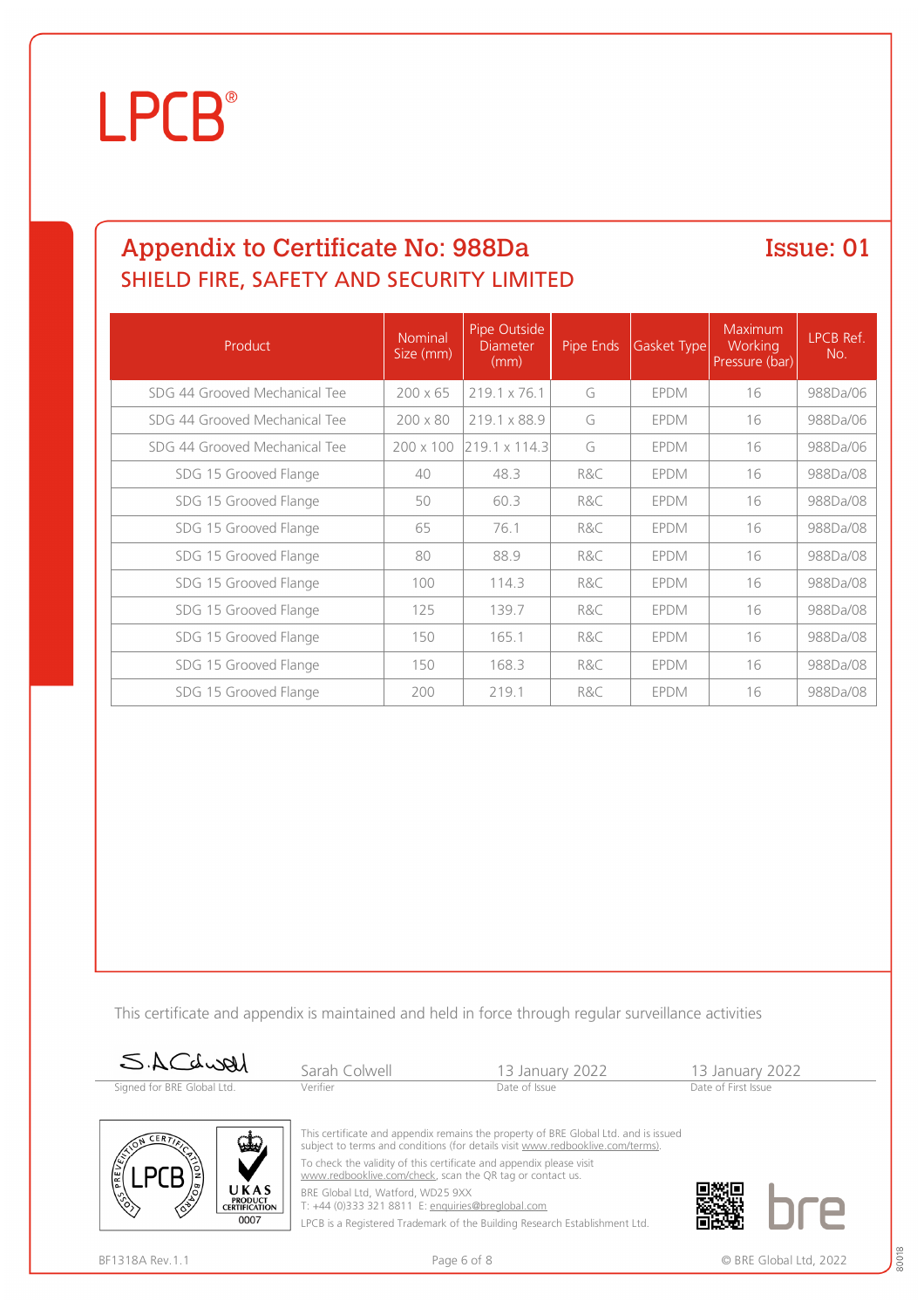# LPCB®

## Appendix to Certificate No: 988Da

**Issue: 01**

### SHIELD FIRE, SAFETY AND SECURITY LIMITED

| Product | Nominal Size (mm) | Pipe Outside Diameter (mm) | Pipe Ends | Gasket Type | Maximum Working Pressure (bar) | LPCB Ref. No. |
|---|---|---|---|---|---|---|
| SDG 44 Grooved Mechanical Tee | 200 x 65 | 219.1 x 76.1 | G | EPDM | 16 | 988Da/06 |
| SDG 44 Grooved Mechanical Tee | 200 x 80 | 219.1 x 88.9 | G | EPDM | 16 | 988Da/06 |
| SDG 44 Grooved Mechanical Tee | 200 x 100 | 219.1 x 114.3 | G | EPDM | 16 | 988Da/06 |
| SDG 15 Grooved Flange | 40 | 48.3 | R&C | EPDM | 16 | 988Da/08 |
| SDG 15 Grooved Flange | 50 | 60.3 | R&C | EPDM | 16 | 988Da/08 |
| SDG 15 Grooved Flange | 65 | 76.1 | R&C | EPDM | 16 | 988Da/08 |
| SDG 15 Grooved Flange | 80 | 88.9 | R&C | EPDM | 16 | 988Da/08 |
| SDG 15 Grooved Flange | 100 | 114.3 | R&C | EPDM | 16 | 988Da/08 |
| SDG 15 Grooved Flange | 125 | 139.7 | R&C | EPDM | 16 | 988Da/08 |
| SDG 15 Grooved Flange | 150 | 165.1 | R&C | EPDM | 16 | 988Da/08 |
| SDG 15 Grooved Flange | 150 | 168.3 | R&C | EPDM | 16 | 988Da/08 |
| SDG 15 Grooved Flange | 200 | 219.1 | R&C | EPDM | 16 | 988Da/08 |

This certificate and appendix is maintained and held in force through regular surveillance activities

| Signed for BRE Global Ltd. | Sarah Colwell | 13 January 2022 | 13 January 2022 |
|---|---|---|---|
| | Verifier | Date of Issue | Date of First Issue |

This certificate and appendix remains the property of BRE Global Ltd. and is issued subject to terms and conditions (for details visit www.redbooklive.com/terms).

To check the validity of this certificate and appendix please visit www.redbooklive.com/check, scan the QR tag or contact us.

BRE Global Ltd, Watford, WD25 9XX
T: +44 (0)333 321 8811 E: enquiries@breglobal.com

LPCB is a Registered Trademark of the Building Research Establishment Ltd.

BF1318A Rev.1.1

© BRE Global Ltd, 2022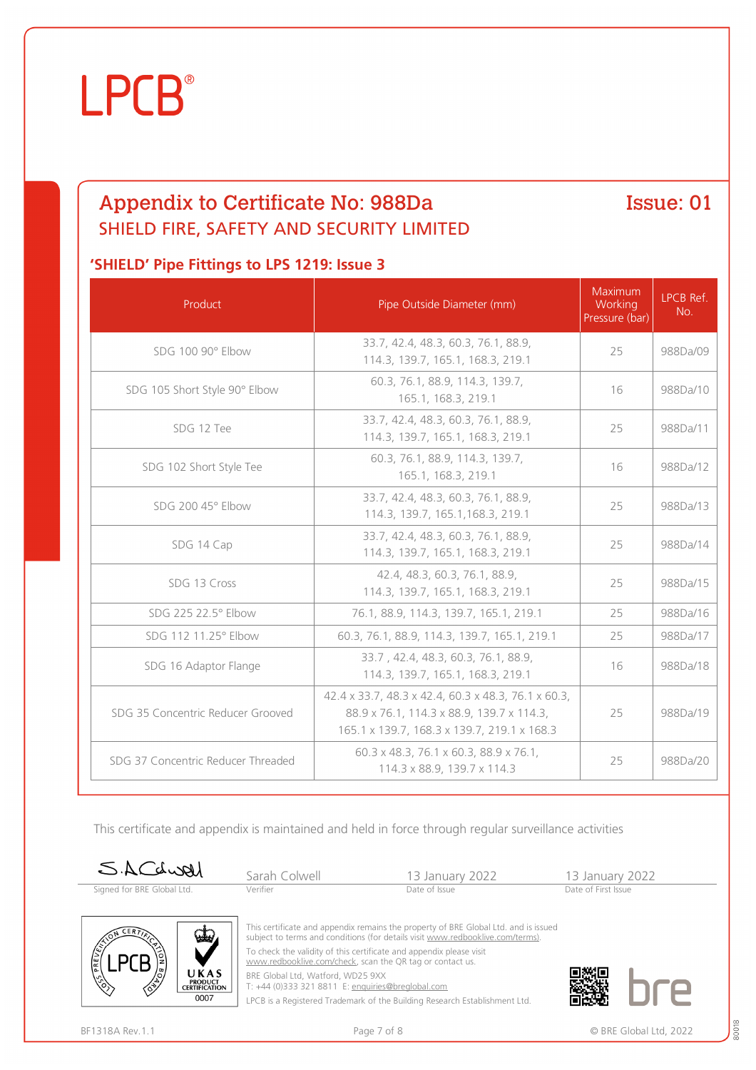LPCB®

## Appendix to Certificate No: 988Da

**Issue: 01**

SHIELD FIRE, SAFETY AND SECURITY LIMITED

### 'SHIELD' Pipe Fittings to LPS 1219: Issue 3

| Product | Pipe Outside Diameter (mm) | Maximum Working Pressure (bar) | LPCB Ref. No. |
|---|---|---|---|
| SDG 100 90° Elbow | 33.7, 42.4, 48.3, 60.3, 76.1, 88.9, 114.3, 139.7, 165.1, 168.3, 219.1 | 25 | 988Da/09 |
| SDG 105 Short Style 90° Elbow | 60.3, 76.1, 88.9, 114.3, 139.7, 165.1, 168.3, 219.1 | 16 | 988Da/10 |
| SDG 12 Tee | 33.7, 42.4, 48.3, 60.3, 76.1, 88.9, 114.3, 139.7, 165.1, 168.3, 219.1 | 25 | 988Da/11 |
| SDG 102 Short Style Tee | 60.3, 76.1, 88.9, 114.3, 139.7, 165.1, 168.3, 219.1 | 16 | 988Da/12 |
| SDG 200 45° Elbow | 33.7, 42.4, 48.3, 60.3, 76.1, 88.9, 114.3, 139.7, 165.1,168.3, 219.1 | 25 | 988Da/13 |
| SDG 14 Cap | 33.7, 42.4, 48.3, 60.3, 76.1, 88.9, 114.3, 139.7, 165.1, 168.3, 219.1 | 25 | 988Da/14 |
| SDG 13 Cross | 42.4, 48.3, 60.3, 76.1, 88.9, 114.3, 139.7, 165.1, 168.3, 219.1 | 25 | 988Da/15 |
| SDG 225 22.5° Elbow | 76.1, 88.9, 114.3, 139.7, 165.1, 219.1 | 25 | 988Da/16 |
| SDG 112 11.25° Elbow | 60.3, 76.1, 88.9, 114.3, 139.7, 165.1, 219.1 | 25 | 988Da/17 |
| SDG 16 Adaptor Flange | 33.7 , 42.4, 48.3, 60.3, 76.1, 88.9, 114.3, 139.7, 165.1, 168.3, 219.1 | 16 | 988Da/18 |
| SDG 35 Concentric Reducer Grooved | 42.4 x 33.7, 48.3 x 42.4, 60.3 x 48.3, 76.1 x 60.3, 88.9 x 76.1, 114.3 x 88.9, 139.7 x 114.3, 165.1 x 139.7, 168.3 x 139.7, 219.1 x 168.3 | 25 | 988Da/19 |
| SDG 37 Concentric Reducer Threaded | 60.3 x 48.3, 76.1 x 60.3, 88.9 x 76.1, 114.3 x 88.9, 139.7 x 114.3 | 25 | 988Da/20 |

This certificate and appendix is maintained and held in force through regular surveillance activities

| Signed for BRE Global Ltd. | Verifier | Date of Issue | Date of First Issue |
|---|---|---|---|
| S.A.Colwell | Sarah Colwell | 13 January 2022 | 13 January 2022 |

This certificate and appendix remains the property of BRE Global Ltd. and is issued subject to terms and conditions (for details visit www.redbooklive.com/terms).

To check the validity of this certificate and appendix please visit www.redbooklive.com/check, scan the QR tag or contact us.

BRE Global Ltd, Watford, WD25 9XX
T: +44 (0)333 321 8811 E: enquiries@breglobal.com

LPCB is a Registered Trademark of the Building Research Establishment Ltd.

BF1318A Rev.1.1 © BRE Global Ltd, 2022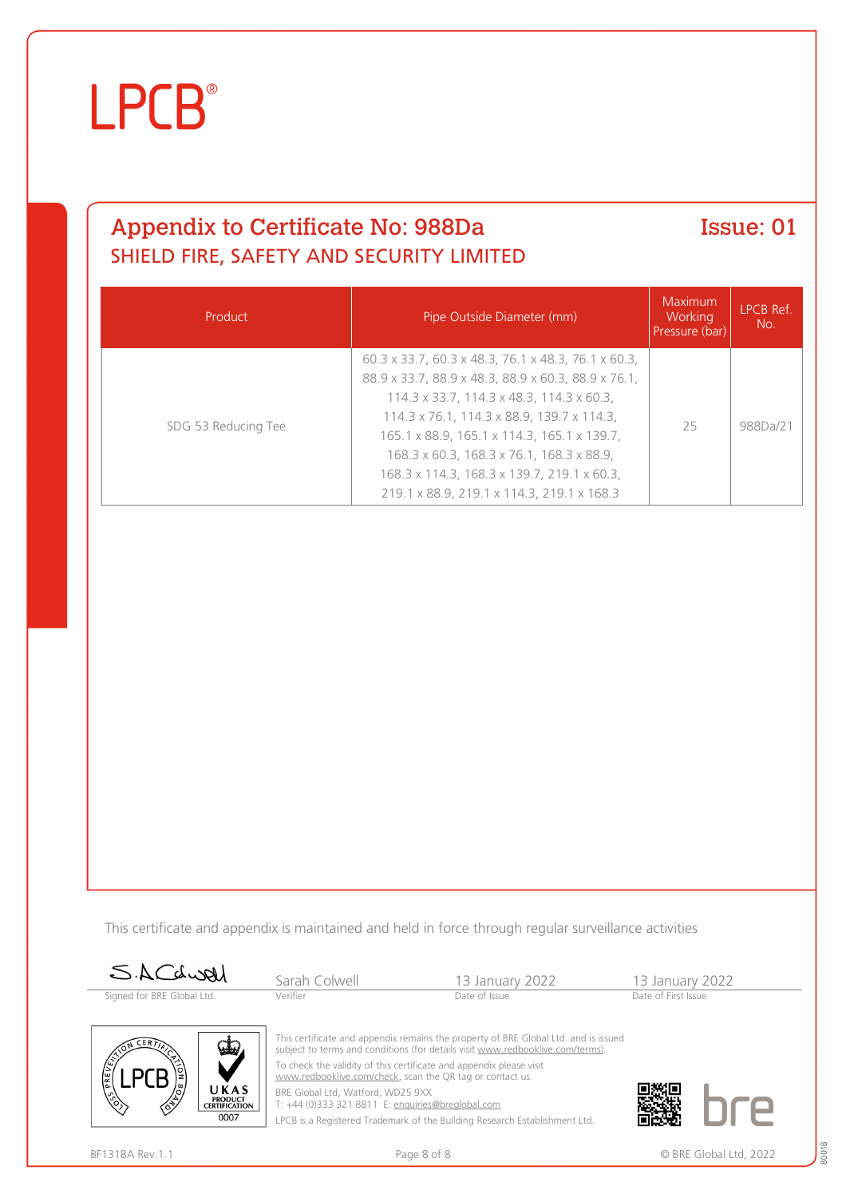LPCB®

## Appendix to Certificate No: 988Da

**Issue: 01**

SHIELD FIRE, SAFETY AND SECURITY LIMITED

| Product | Pipe Outside Diameter (mm) | Maximum Working Pressure (bar) | LPCB Ref. No. |
|---|---|---|---|
| SDG 53 Reducing Tee | 60.3 x 33.7, 60.3 x 48.3, 76.1 x 48.3, 76.1 x 60.3, 88.9 x 33.7, 88.9 x 48.3, 88.9 x 60.3, 88.9 x 76.1, 114.3 x 33.7, 114.3 x 48.3, 114.3 x 60.3, 114.3 x 76.1, 114.3 x 88.9, 139.7 x 114.3, 165.1 x 88.9, 165.1 x 114.3, 165.1 x 139.7, 168.3 x 60.3, 168.3 x 76.1, 168.3 x 88.9, 168.3 x 114.3, 168.3 x 139.7, 219.1 x 60.3, 219.1 x 88.9, 219.1 x 114.3, 219.1 x 168.3 | 25 | 988Da/21 |

This certificate and appendix is maintained and held in force through regular surveillance activities

| Signed for BRE Global Ltd. | Verifier | Date of Issue | Date of First Issue |
|---|---|---|---|
| S.ACdwell | Sarah Colwell | 13 January 2022 | 13 January 2022 |

This certificate and appendix remains the property of BRE Global Ltd. and is issued subject to terms and conditions (for details visit www.redbooklive.com/terms).

To check the validity of this certificate and appendix please visit www.redbooklive.com/check, scan the QR tag or contact us.

BRE Global Ltd, Watford, WD25 9XX
T: +44 (0)333 321 8811 E: enquiries@breglobal.com

LPCB is a Registered Trademark of the Building Research Establishment Ltd.

BF1318A Rev.1.1

© BRE Global Ltd, 2022